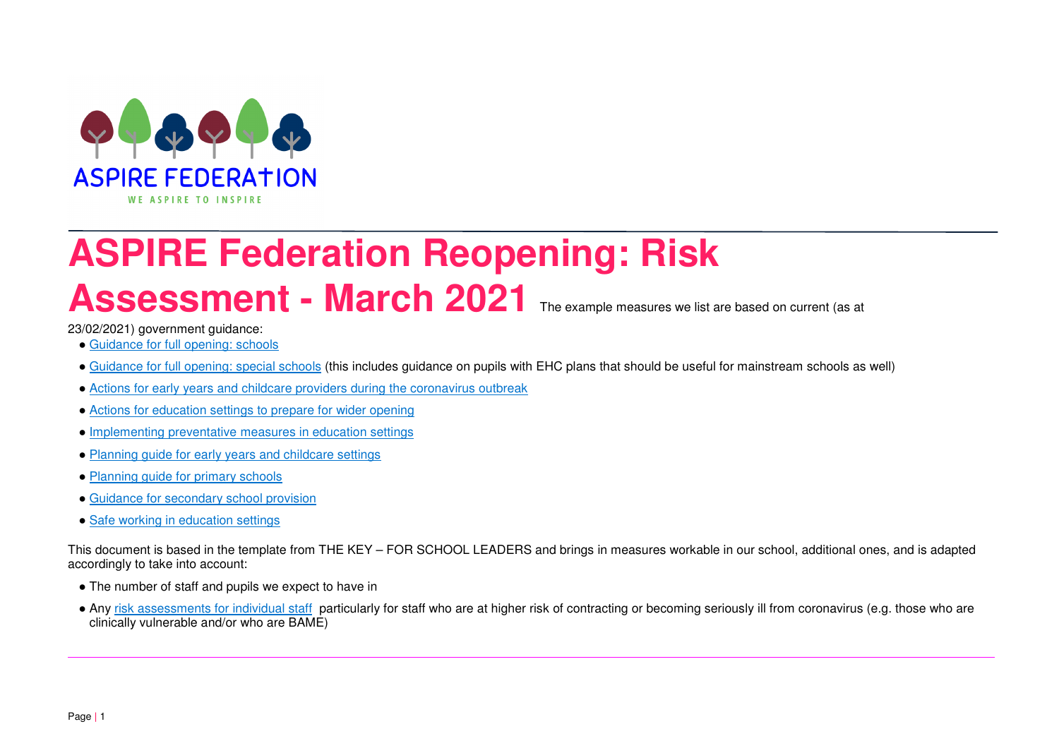ASPIRE FEDERATION

WE ASPIRE TO INSPIRE

# ASPIRE Federation Reopening: Risk Assessment - March 2021

The example measures we list are based on current (as at 23/02/2021) government guidance:

- Guidance for full opening: schools
- Guidance for full opening: special schools (this includes guidance on pupils with EHC plans that should be useful for mainstream schools as well)
- Actions for early years and childcare providers during the coronavirus outbreak
- Actions for education settings to prepare for wider opening
- Implementing preventative measures in education settings
- Planning guide for early years and childcare settings
- Planning guide for primary schools
- Guidance for secondary school provision
- Safe working in education settings

This document is based in the template from THE KEY – FOR SCHOOL LEADERS and brings in measures workable in our school, additional ones, and is adapted accordingly to take into account:

- The number of staff and pupils we expect to have in
- Any risk assessments for individual staff particularly for staff who are at higher risk of contracting or becoming seriously ill from coronavirus (e.g. those who are clinically vulnerable and/or who are BAME)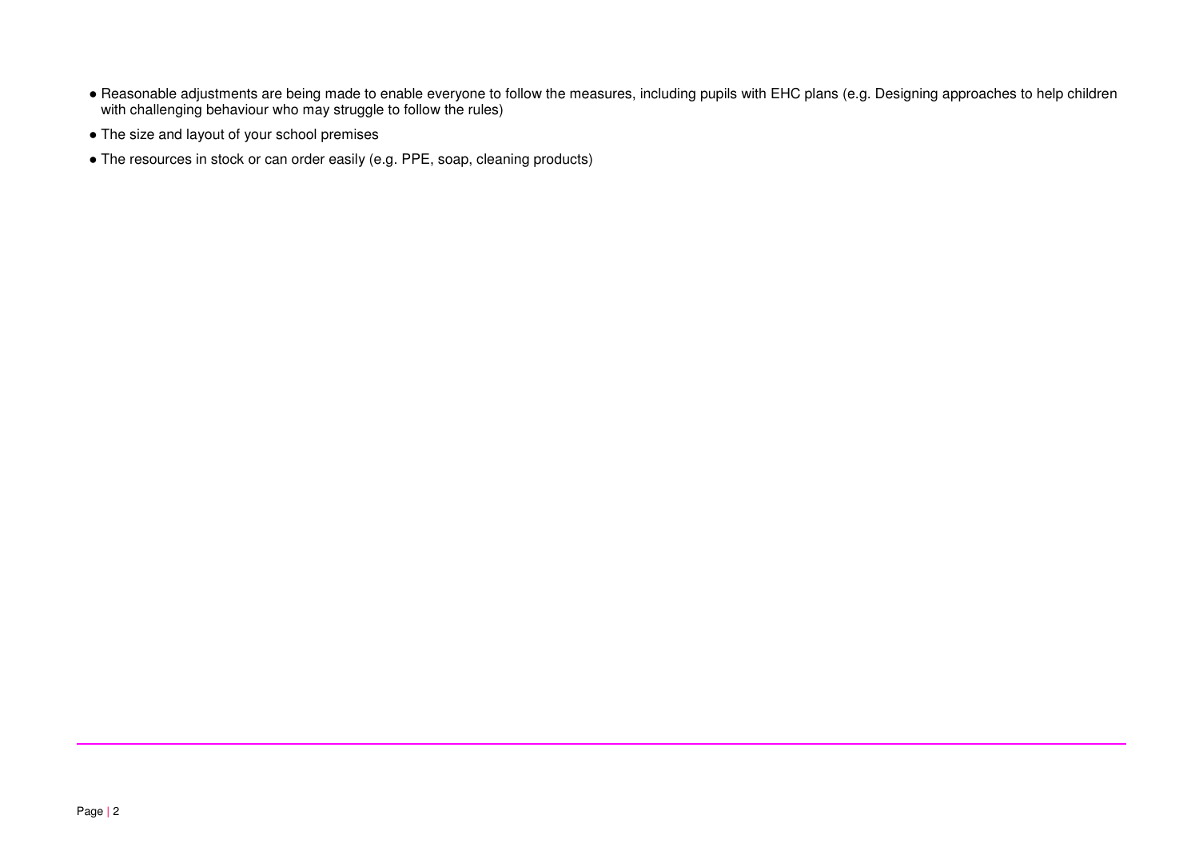- Reasonable adjustments are being made to enable everyone to follow the measures, including pupils with EHC plans (e.g. Designing approaches to help children with challenging behaviour who may struggle to follow the rules)
- The size and layout of your school premises
- The resources in stock or can order easily (e.g. PPE, soap, cleaning products)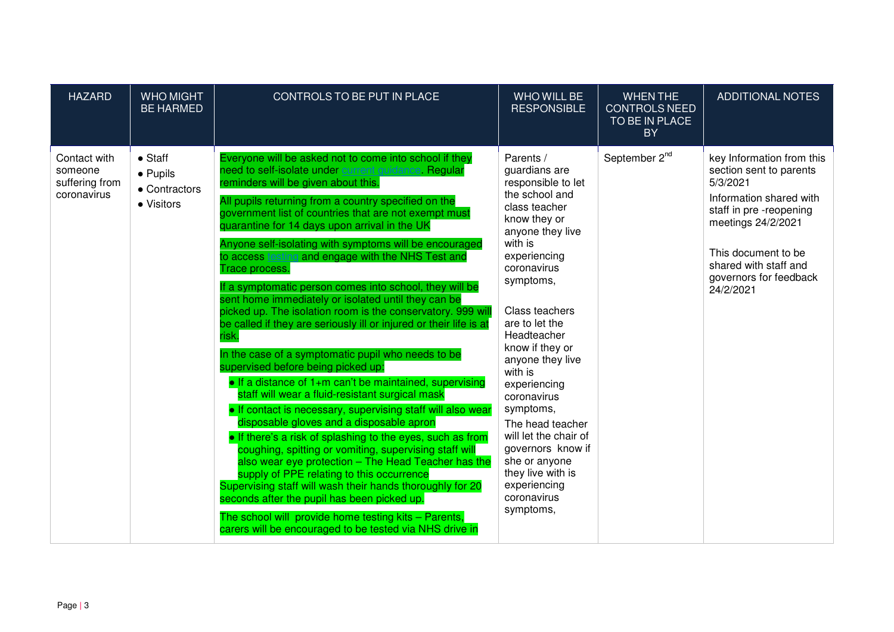| HAZARD | WHO MIGHT BE HARMED | CONTROLS TO BE PUT IN PLACE | WHO WILL BE RESPONSIBLE | WHEN THE CONTROLS NEED TO BE IN PLACE BY | ADDITIONAL NOTES |
|---|---|---|---|---|---|
| Contact with someone suffering from coronavirus | • Staff<br>• Pupils<br>• Contractors<br>• Visitors | Everyone will be asked not to come into school if they need to self-isolate under current guidance. Regular reminders will be given about this.<br><br>All pupils returning from a country specified on the government list of countries that are not exempt must quarantine for 14 days upon arrival in the UK<br><br>Anyone self-isolating with symptoms will be encouraged to access testing and engage with the NHS Test and Trace process.<br><br>If a symptomatic person comes into school, they will be sent home immediately or isolated until they can be picked up. The isolation room is the conservatory. 999 will be called if they are seriously ill or injured or their life is at risk.<br><br>In the case of a symptomatic pupil who needs to be supervised before being picked up:<br>• If a distance of 1+m can't be maintained, supervising staff will wear a fluid-resistant surgical mask<br>• If contact is necessary, supervising staff will also wear disposable gloves and a disposable apron<br>• If there's a risk of splashing to the eyes, such as from coughing, spitting or vomiting, supervising staff will also wear eye protection – The Head Teacher has the supply of PPE relating to this occurrence<br>Supervising staff will wash their hands thoroughly for 20 seconds after the pupil has been picked up.<br><br>The school will provide home testing kits – Parents, carers will be encouraged to be tested via NHS drive in | Parents / guardians are responsible to let the school and class teacher know they or anyone they live with is experiencing coronavirus symptoms,<br><br>Class teachers are to let the Headteacher know if they or anyone they live with is experiencing coronavirus symptoms,<br><br>The head teacher will let the chair of governors know if she or anyone they live with is experiencing coronavirus symptoms, | September 2nd | key Information from this section sent to parents 5/3/2021<br><br>Information shared with staff in pre -reopening meetings 24/2/2021<br><br>This document to be shared with staff and governors for feedback 24/2/2021 |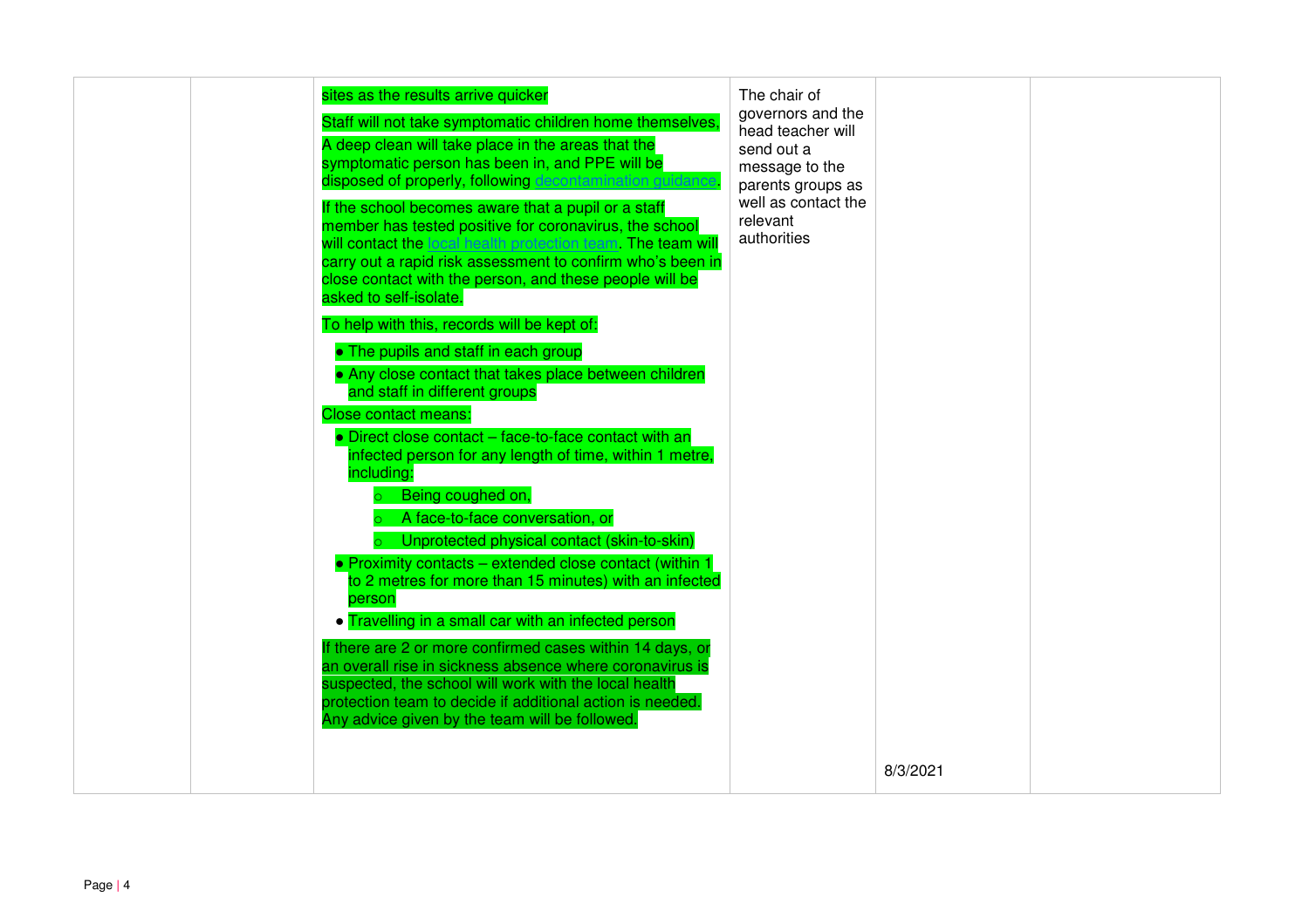| | | | | | |
|---|---|---|---|---|---|
| | | sites as the results arrive quicker<br><br>Staff will not take symptomatic children home themselves,<br><br>A deep clean will take place in the areas that the symptomatic person has been in, and PPE will be disposed of properly, following decontamination guidance.<br><br>If the school becomes aware that a pupil or a staff member has tested positive for coronavirus, the school will contact the local health protection team. The team will carry out a rapid risk assessment to confirm who's been in close contact with the person, and these people will be asked to self-isolate.<br><br>To help with this, records will be kept of:<br><br>• The pupils and staff in each group<br>• Any close contact that takes place between children and staff in different groups<br><br>Close contact means:<br><br>• Direct close contact – face-to-face contact with an infected person for any length of time, within 1 metre, including:<br>&nbsp;&nbsp;&nbsp;&nbsp;○ Being coughed on,<br>&nbsp;&nbsp;&nbsp;&nbsp;○ A face-to-face conversation, or<br>&nbsp;&nbsp;&nbsp;&nbsp;○ Unprotected physical contact (skin-to-skin)<br>• Proximity contacts – extended close contact (within 1 to 2 metres for more than 15 minutes) with an infected person<br>• Travelling in a small car with an infected person<br><br>If there are 2 or more confirmed cases within 14 days, or an overall rise in sickness absence where coronavirus is suspected, the school will work with the local health protection team to decide if additional action is needed. Any advice given by the team will be followed. | The chair of governors and the head teacher will send out a message to the parents groups as well as contact the relevant authorities | 8/3/2021 | |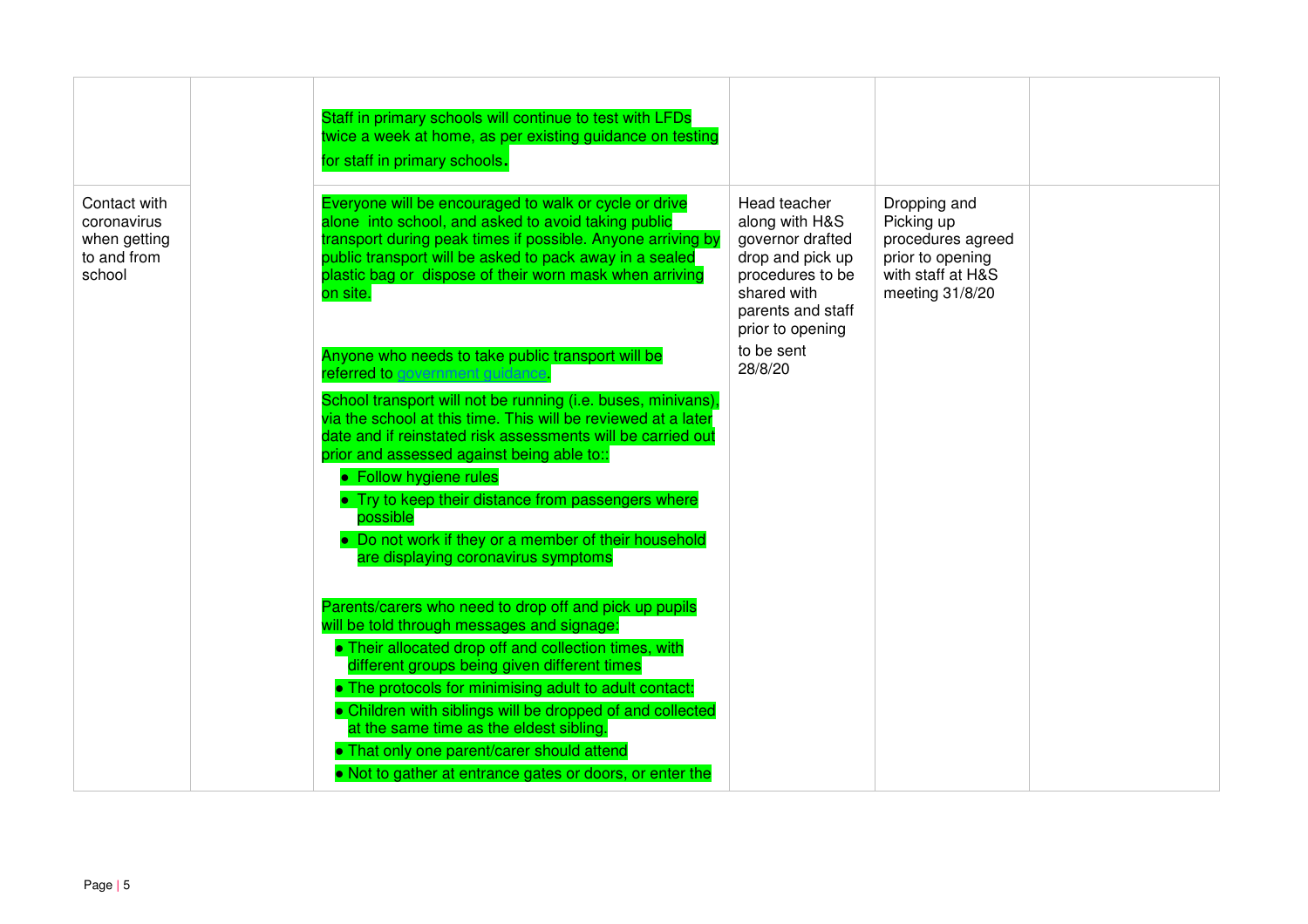| | | | | | |
|---|---|---|---|---|---|
| | | Staff in primary schools will continue to test with LFDs twice a week at home, as per existing guidance on testing for staff in primary schools. | | | |
| Contact with coronavirus when getting to and from school | | Everyone will be encouraged to walk or cycle or drive alone into school, and asked to avoid taking public transport during peak times if possible. Anyone arriving by public transport will be asked to pack away in a sealed plastic bag or dispose of their worn mask when arriving on site.<br><br>Anyone who needs to take public transport will be referred to government guidance.<br><br>School transport will not be running (i.e. buses, minivans), via the school at this time. This will be reviewed at a later date and if reinstated risk assessments will be carried out prior and assessed against being able to::<br>• Follow hygiene rules<br>• Try to keep their distance from passengers where possible<br>• Do not work if they or a member of their household are displaying coronavirus symptoms<br><br>Parents/carers who need to drop off and pick up pupils will be told through messages and signage:<br>• Their allocated drop off and collection times, with different groups being given different times<br>• The protocols for minimising adult to adult contact:<br>• Children with siblings will be dropped of and collected at the same time as the eldest sibling.<br>• That only one parent/carer should attend<br>• Not to gather at entrance gates or doors, or enter the | Head teacher along with H&S governor drafted drop and pick up procedures to be shared with parents and staff prior to opening to be sent 28/8/20 | Dropping and Picking up procedures agreed prior to opening with staff at H&S meeting 31/8/20 | |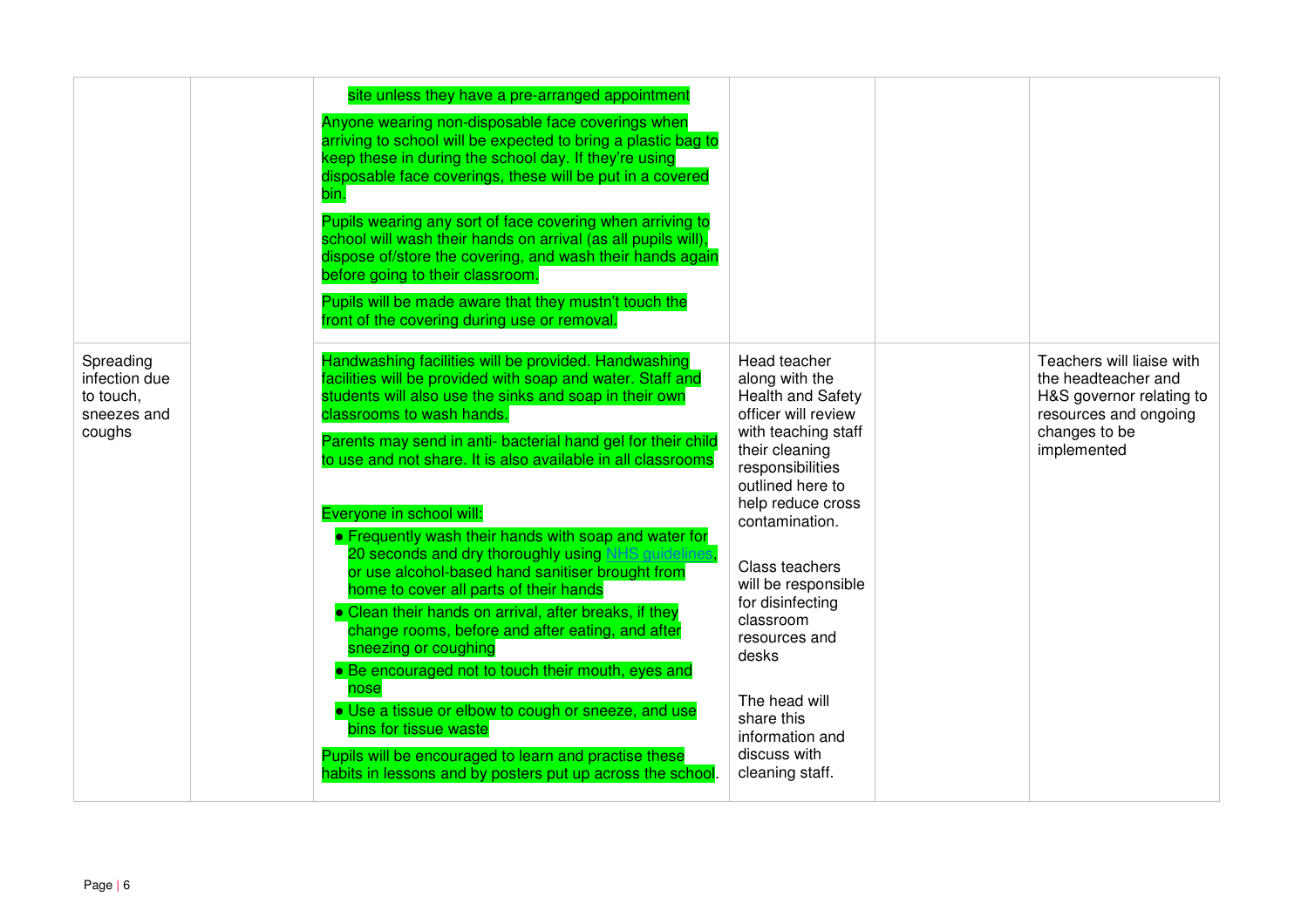| | | | | | |
|---|---|---|---|---|---|
| | | site unless they have a pre-arranged appointment<br><br>Anyone wearing non-disposable face coverings when arriving to school will be expected to bring a plastic bag to keep these in during the school day. If they're using disposable face coverings, these will be put in a covered bin.<br><br>Pupils wearing any sort of face covering when arriving to school will wash their hands on arrival (as all pupils will), dispose of/store the covering, and wash their hands again before going to their classroom.<br><br>Pupils will be made aware that they mustn't touch the front of the covering during use or removal. | | | |
| Spreading infection due to touch, sneezes and coughs | | Handwashing facilities will be provided. Handwashing facilities will be provided with soap and water. Staff and students will also use the sinks and soap in their own classrooms to wash hands.<br><br>Parents may send in anti- bacterial hand gel for their child to use and not share. It is also available in all classrooms<br><br>Everyone in school will:<br>• Frequently wash their hands with soap and water for 20 seconds and dry thoroughly using NHS guidelines, or use alcohol-based hand sanitiser brought from home to cover all parts of their hands<br>• Clean their hands on arrival, after breaks, if they change rooms, before and after eating, and after sneezing or coughing<br>• Be encouraged not to touch their mouth, eyes and nose<br>• Use a tissue or elbow to cough or sneeze, and use bins for tissue waste<br><br>Pupils will be encouraged to learn and practise these habits in lessons and by posters put up across the school. | Head teacher along with the Health and Safety officer will review with teaching staff their cleaning responsibilities outlined here to help reduce cross contamination.<br><br>Class teachers will be responsible for disinfecting classroom resources and desks<br><br>The head will share this information and discuss with cleaning staff. | | Teachers will liaise with the headteacher and H&S governor relating to resources and ongoing changes to be implemented |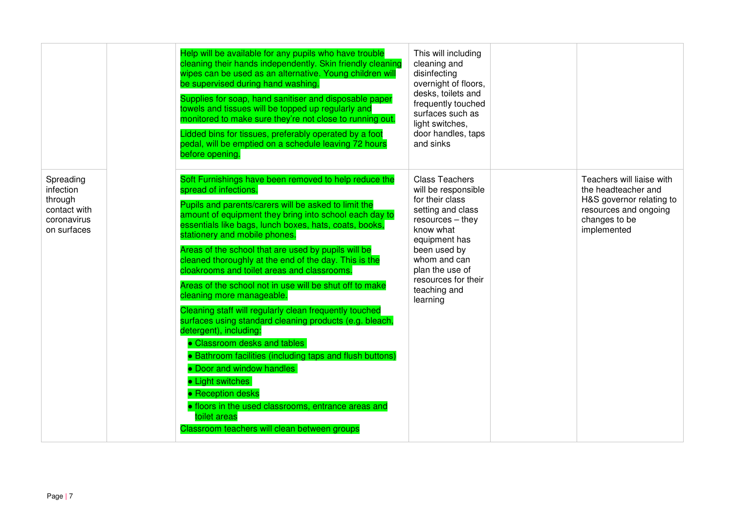| | | | | | |
|---|---|---|---|---|---|
| | | Help will be available for any pupils who have trouble cleaning their hands independently. Skin friendly cleaning wipes can be used as an alternative. Young children will be supervised during hand washing.<br><br>Supplies for soap, hand sanitiser and disposable paper towels and tissues will be topped up regularly and monitored to make sure they're not close to running out.<br><br>Lidded bins for tissues, preferably operated by a foot pedal, will be emptied on a schedule leaving 72 hours before opening. | This will including cleaning and disinfecting overnight of floors, desks, toilets and frequently touched surfaces such as light switches, door handles, taps and sinks | | |
| Spreading infection through contact with coronavirus on surfaces | | Soft Furnishings have been removed to help reduce the spread of infections.<br><br>Pupils and parents/carers will be asked to limit the amount of equipment they bring into school each day to essentials like bags, lunch boxes, hats, coats, books, stationery and mobile phones.<br><br>Areas of the school that are used by pupils will be cleaned thoroughly at the end of the day. This is the cloakrooms and toilet areas and classrooms.<br><br>Areas of the school not in use will be shut off to make cleaning more manageable.<br><br>Cleaning staff will regularly clean frequently touched surfaces using standard cleaning products (e.g. bleach, detergent), including:<br>• Classroom desks and tables<br>• Bathroom facilities (including taps and flush buttons)<br>• Door and window handles<br>• Light switches<br>• Reception desks<br>• floors in the used classrooms, entrance areas and toilet areas<br><br>Classroom teachers will clean between groups | Class Teachers will be responsible for their class setting and class resources – they know what equipment has been used by whom and can plan the use of resources for their teaching and learning | | Teachers will liaise with the headteacher and H&S governor relating to resources and ongoing changes to be implemented |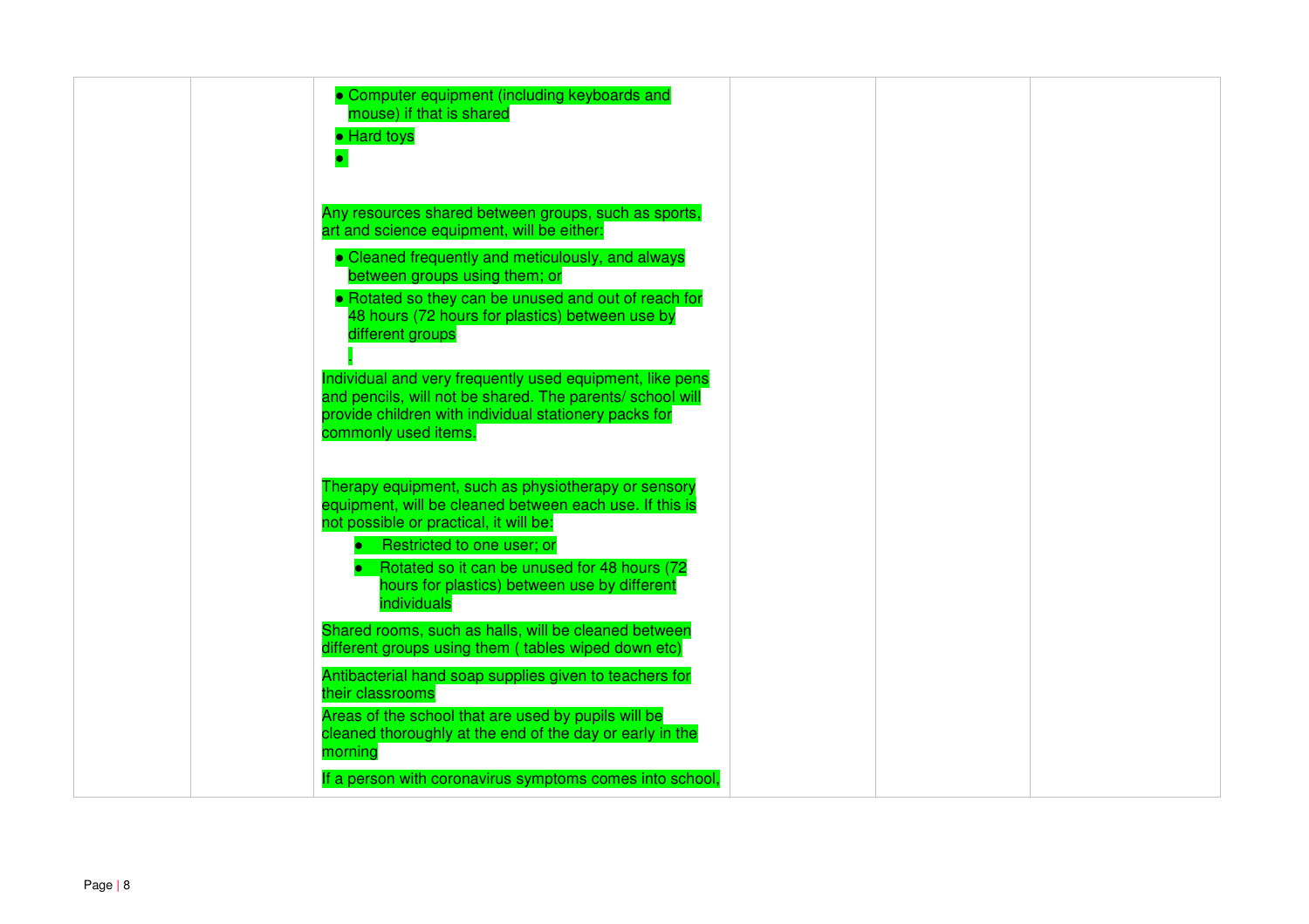| | | • Computer equipment (including keyboards and mouse) if that is shared<br>• Hard toys<br>•<br><br>Any resources shared between groups, such as sports, art and science equipment, will be either:<br>• Cleaned frequently and meticulously, and always between groups using them; or<br>• Rotated so they can be unused and out of reach for 48 hours (72 hours for plastics) between use by different groups<br>.<br>Individual and very frequently used equipment, like pens and pencils, will not be shared. The parents/ school will provide children with individual stationery packs for commonly used items.<br><br>Therapy equipment, such as physiotherapy or sensory equipment, will be cleaned between each use. If this is not possible or practical, it will be:<br>• Restricted to one user; or<br>• Rotated so it can be unused for 48 hours (72 hours for plastics) between use by different individuals<br><br>Shared rooms, such as halls, will be cleaned between different groups using them ( tables wiped down etc)<br><br>Antibacterial hand soap supplies given to teachers for their classrooms<br><br>Areas of the school that are used by pupils will be cleaned thoroughly at the end of the day or early in the morning<br><br>If a person with coronavirus symptoms comes into school, | | | |
|---|---|---|---|---|---|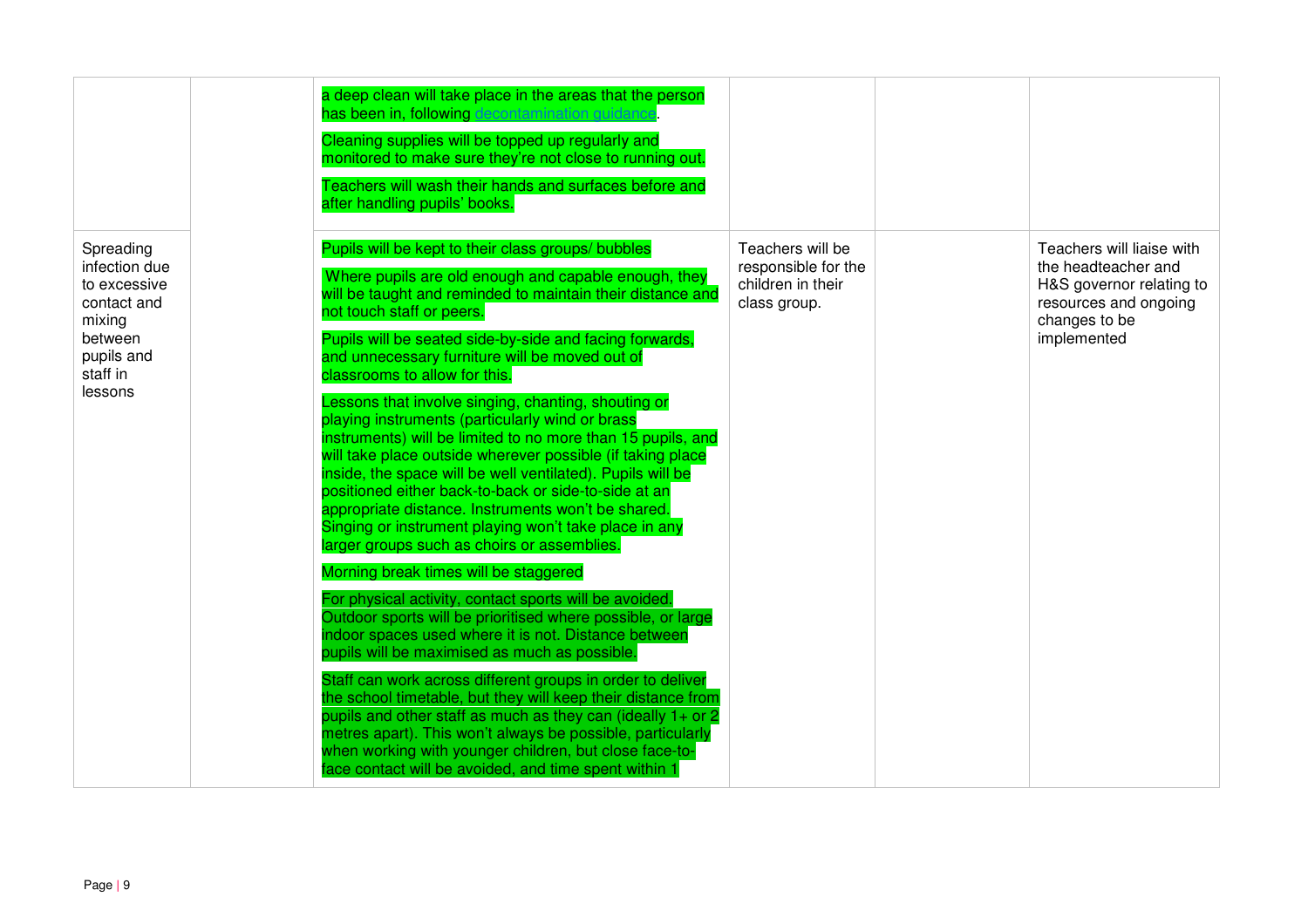| | | | | | |
|---|---|---|---|---|---|
| | | a deep clean will take place in the areas that the person has been in, following decontamination guidance.<br><br>Cleaning supplies will be topped up regularly and monitored to make sure they're not close to running out.<br><br>Teachers will wash their hands and surfaces before and after handling pupils' books. | | | |
| Spreading infection due to excessive contact and mixing between pupils and staff in lessons | | Pupils will be kept to their class groups/ bubbles<br><br>Where pupils are old enough and capable enough, they will be taught and reminded to maintain their distance and not touch staff or peers.<br><br>Pupils will be seated side-by-side and facing forwards, and unnecessary furniture will be moved out of classrooms to allow for this.<br><br>Lessons that involve singing, chanting, shouting or playing instruments (particularly wind or brass instruments) will be limited to no more than 15 pupils, and will take place outside wherever possible (if taking place inside, the space will be well ventilated). Pupils will be positioned either back-to-back or side-to-side at an appropriate distance. Instruments won't be shared. Singing or instrument playing won't take place in any larger groups such as choirs or assemblies.<br><br>Morning break times will be staggered<br><br>For physical activity, contact sports will be avoided. Outdoor sports will be prioritised where possible, or large indoor spaces used where it is not. Distance between pupils will be maximised as much as possible.<br><br>Staff can work across different groups in order to deliver the school timetable, but they will keep their distance from pupils and other staff as much as they can (ideally 1+ or 2 metres apart). This won't always be possible, particularly when working with younger children, but close face-to-face contact will be avoided, and time spent within 1 | Teachers will be responsible for the children in their class group. | | Teachers will liaise with the headteacher and H&S governor relating to resources and ongoing changes to be implemented |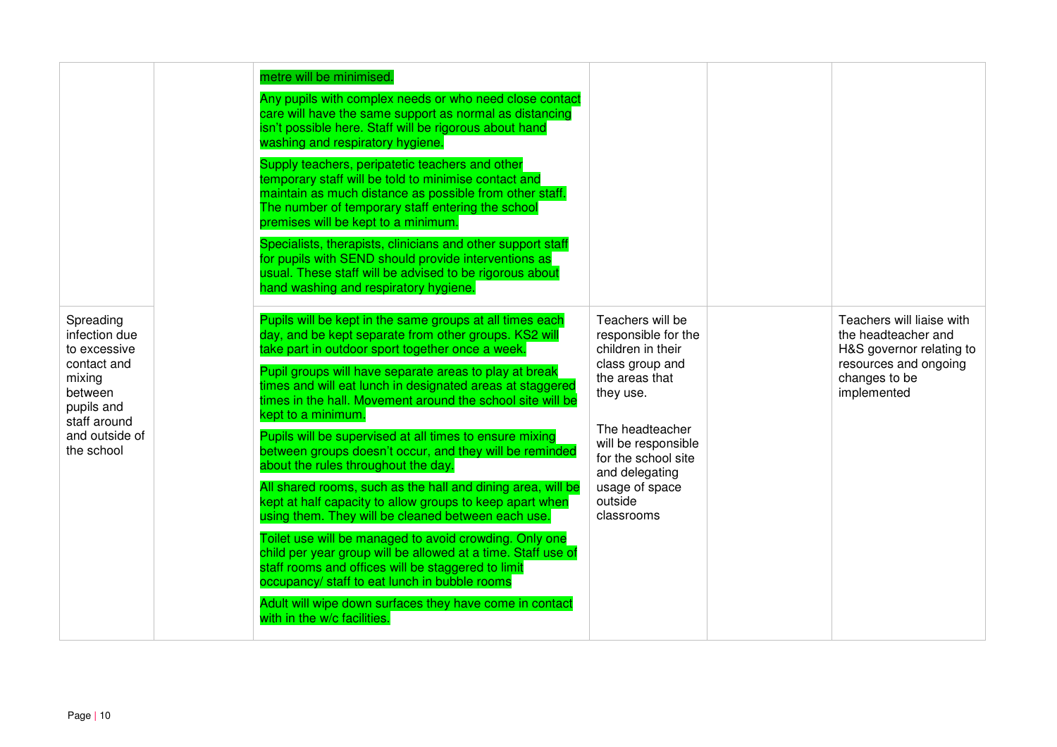| | | | | | |
|---|---|---|---|---|---|
| | | metre will be minimised.<br><br>Any pupils with complex needs or who need close contact care will have the same support as normal as distancing isn't possible here. Staff will be rigorous about hand washing and respiratory hygiene.<br><br>Supply teachers, peripatetic teachers and other temporary staff will be told to minimise contact and maintain as much distance as possible from other staff. The number of temporary staff entering the school premises will be kept to a minimum.<br><br>Specialists, therapists, clinicians and other support staff for pupils with SEND should provide interventions as usual. These staff will be advised to be rigorous about hand washing and respiratory hygiene. | | | |
| Spreading infection due to excessive contact and mixing between pupils and staff around and outside of the school | | Pupils will be kept in the same groups at all times each day, and be kept separate from other groups. KS2 will take part in outdoor sport together once a week.<br><br>Pupil groups will have separate areas to play at break times and will eat lunch in designated areas at staggered times in the hall. Movement around the school site will be kept to a minimum.<br><br>Pupils will be supervised at all times to ensure mixing between groups doesn't occur, and they will be reminded about the rules throughout the day.<br><br>All shared rooms, such as the hall and dining area, will be kept at half capacity to allow groups to keep apart when using them. They will be cleaned between each use.<br><br>Toilet use will be managed to avoid crowding. Only one child per year group will be allowed at a time. Staff use of staff rooms and offices will be staggered to limit occupancy/ staff to eat lunch in bubble rooms<br><br>Adult will wipe down surfaces they have come in contact with in the w/c facilities. | Teachers will be responsible for the children in their class group and the areas that they use.<br><br>The headteacher will be responsible for the school site and delegating usage of space outside classrooms | | Teachers will liaise with the headteacher and H&S governor relating to resources and ongoing changes to be implemented |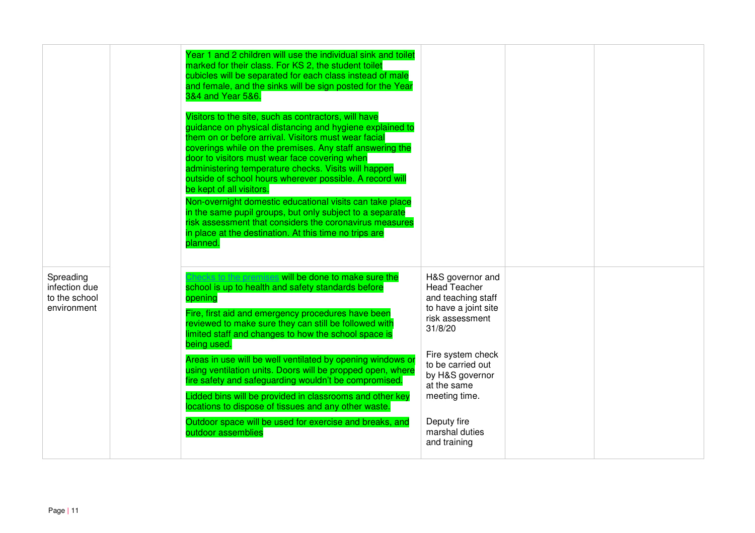| | | | | | |
|---|---|---|---|---|---|
| | | Year 1 and 2 children will use the individual sink and toilet marked for their class. For KS 2, the student toilet cubicles will be separated for each class instead of male and female, and the sinks will be sign posted for the Year 3&4 and Year 5&6.<br><br>Visitors to the site, such as contractors, will have guidance on physical distancing and hygiene explained to them on or before arrival. Visitors must wear facial coverings while on the premises. Any staff answering the door to visitors must wear face covering when administering temperature checks. Visits will happen outside of school hours wherever possible. A record will be kept of all visitors.<br><br>Non-overnight domestic educational visits can take place in the same pupil groups, but only subject to a separate risk assessment that considers the coronavirus measures in place at the destination. At this time no trips are planned. | | | |
| Spreading infection due to the school environment | | Checks to the premises will be done to make sure the school is up to health and safety standards before opening<br><br>Fire, first aid and emergency procedures have been reviewed to make sure they can still be followed with limited staff and changes to how the school space is being used.<br><br>Areas in use will be well ventilated by opening windows or using ventilation units. Doors will be propped open, where fire safety and safeguarding wouldn't be compromised.<br><br>Lidded bins will be provided in classrooms and other key locations to dispose of tissues and any other waste.<br><br>Outdoor space will be used for exercise and breaks, and outdoor assemblies | H&S governor and Head Teacher and teaching staff to have a joint site risk assessment 31/8/20<br><br>Fire system check to be carried out by H&S governor at the same meeting time.<br><br>Deputy fire marshal duties and training | | |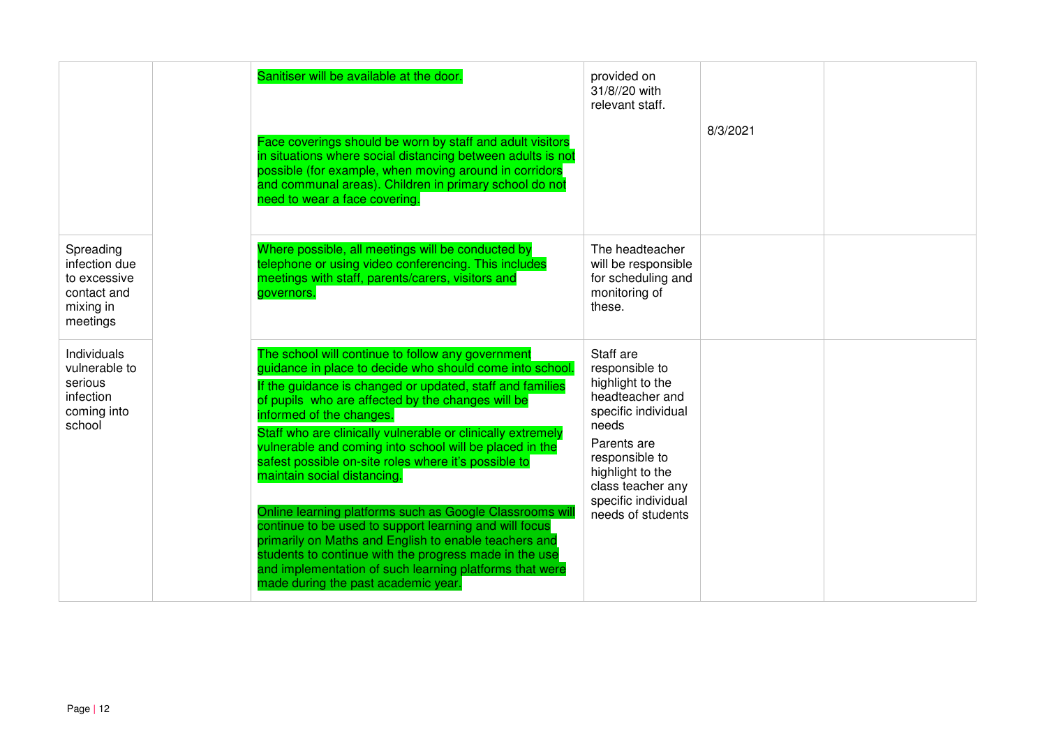| | | | | | |
|---|---|---|---|---|---|
| | | Sanitiser will be available at the door.<br><br>Face coverings should be worn by staff and adult visitors in situations where social distancing between adults is not possible (for example, when moving around in corridors and communal areas). Children in primary school do not need to wear a face covering. | provided on 31/8//20 with relevant staff. | 8/3/2021 | |
| Spreading infection due to excessive contact and mixing in meetings | | Where possible, all meetings will be conducted by telephone or using video conferencing. This includes meetings with staff, parents/carers, visitors and governors. | The headteacher will be responsible for scheduling and monitoring of these. | | |
| Individuals vulnerable to serious infection coming into school | | The school will continue to follow any government guidance in place to decide who should come into school.<br>If the guidance is changed or updated, staff and families of pupils who are affected by the changes will be informed of the changes.<br>Staff who are clinically vulnerable or clinically extremely vulnerable and coming into school will be placed in the safest possible on-site roles where it's possible to maintain social distancing.<br><br>Online learning platforms such as Google Classrooms will continue to be used to support learning and will focus primarily on Maths and English to enable teachers and students to continue with the progress made in the use and implementation of such learning platforms that were made during the past academic year. | Staff are responsible to highlight to the headteacher and specific individual needs<br>Parents are responsible to highlight to the class teacher any specific individual needs of students | | |